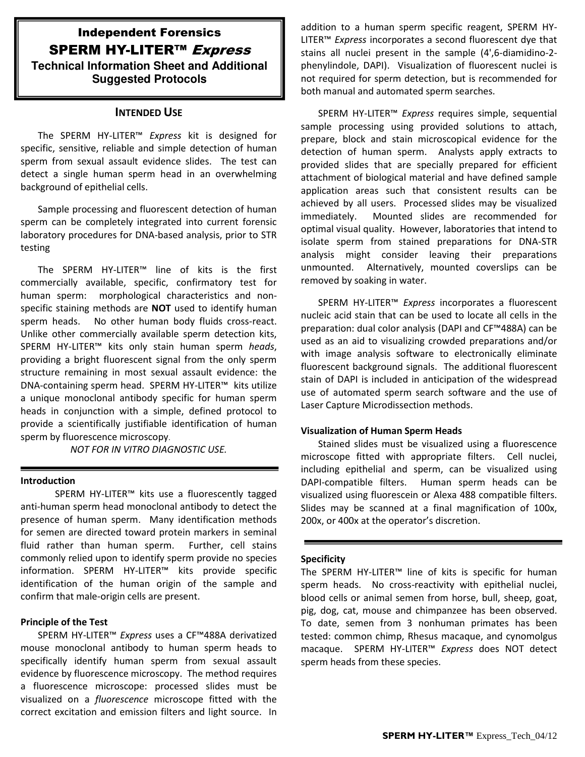# Independent Forensics

# SPERM HY-LITER™ *Express*

## Technical Information Sheet and Additional Suggested Protocols

### INTENDED USE

The SPERM HY-LITER™ *Express* kit is designed for specific, sensitive, reliable and simple detection of human sperm from sexual assault evidence slides. The test can detect a single human sperm head in an overwhelming background of epithelial cells.

Sample processing and fluorescent detection of human sperm can be completely integrated into current forensic laboratory procedures for DNA-based analysis, prior to STR testing

The SPERM HY-LITER™ line of kits is the first commercially available, specific, confirmatory test for human sperm: morphological characteristics and non-specific staining methods are **NOT** used to identify human sperm heads. No other human body fluids cross-react. Unlike other commercially available sperm detection kits, SPERM HY-LITER™ kits only stain human sperm *heads*, providing a bright fluorescent signal from the only sperm structure remaining in most sexual assault evidence: the DNA-containing sperm head. SPERM HY-LITER™ kits utilize a unique monoclonal antibody specific for human sperm heads in conjunction with a simple, defined protocol to provide a scientifically justifiable identification of human sperm by fluorescence microscopy.

*NOT FOR IN VITRO DIAGNOSTIC USE.*

---

**Introduction**

SPERM HY-LITER™ kits use a fluorescently tagged anti-human sperm head monoclonal antibody to detect the presence of human sperm. Many identification methods for semen are directed toward protein markers in seminal fluid rather than human sperm. Further, cell stains commonly relied upon to identify sperm provide no species information. SPERM HY-LITER™ kits provide specific identification of the human origin of the sample and confirm that male-origin cells are present.

**Principle of the Test**

SPERM HY-LITER™ *Express* uses a CF™488A derivatized mouse monoclonal antibody to human sperm heads to specifically identify human sperm from sexual assault evidence by fluorescence microscopy. The method requires a fluorescence microscope: processed slides must be visualized on a *fluorescence* microscope fitted with the correct excitation and emission filters and light source. In addition to a human sperm specific reagent, SPERM HY-LITER™ *Express* incorporates a second fluorescent dye that stains all nuclei present in the sample (4',6-diamidino-2-phenylindole, DAPI). Visualization of fluorescent nuclei is not required for sperm detection, but is recommended for both manual and automated sperm searches.

SPERM HY-LITER™ *Express* requires simple, sequential sample processing using provided solutions to attach, prepare, block and stain microscopical evidence for the detection of human sperm. Analysts apply extracts to provided slides that are specially prepared for efficient attachment of biological material and have defined sample application areas such that consistent results can be achieved by all users. Processed slides may be visualized immediately. Mounted slides are recommended for optimal visual quality. However, laboratories that intend to isolate sperm from stained preparations for DNA-STR analysis might consider leaving their preparations unmounted. Alternatively, mounted coverslips can be removed by soaking in water.

SPERM HY-LITER™ *Express* incorporates a fluorescent nucleic acid stain that can be used to locate all cells in the preparation: dual color analysis (DAPI and CF™488A) can be used as an aid to visualizing crowded preparations and/or with image analysis software to electronically eliminate fluorescent background signals. The additional fluorescent stain of DAPI is included in anticipation of the widespread use of automated sperm search software and the use of Laser Capture Microdissection methods.

**Visualization of Human Sperm Heads**

Stained slides must be visualized using a fluorescence microscope fitted with appropriate filters. Cell nuclei, including epithelial and sperm, can be visualized using DAPI-compatible filters. Human sperm heads can be visualized using fluorescein or Alexa 488 compatible filters. Slides may be scanned at a final magnification of 100x, 200x, or 400x at the operator's discretion.

---

**Specificity**

The SPERM HY-LITER™ line of kits is specific for human sperm heads. No cross-reactivity with epithelial nuclei, blood cells or animal semen from horse, bull, sheep, goat, pig, dog, cat, mouse and chimpanzee has been observed. To date, semen from 3 nonhuman primates has been tested: common chimp, Rhesus macaque, and cynomolgus macaque. SPERM HY-LITER™ *Express* does NOT detect sperm heads from these species.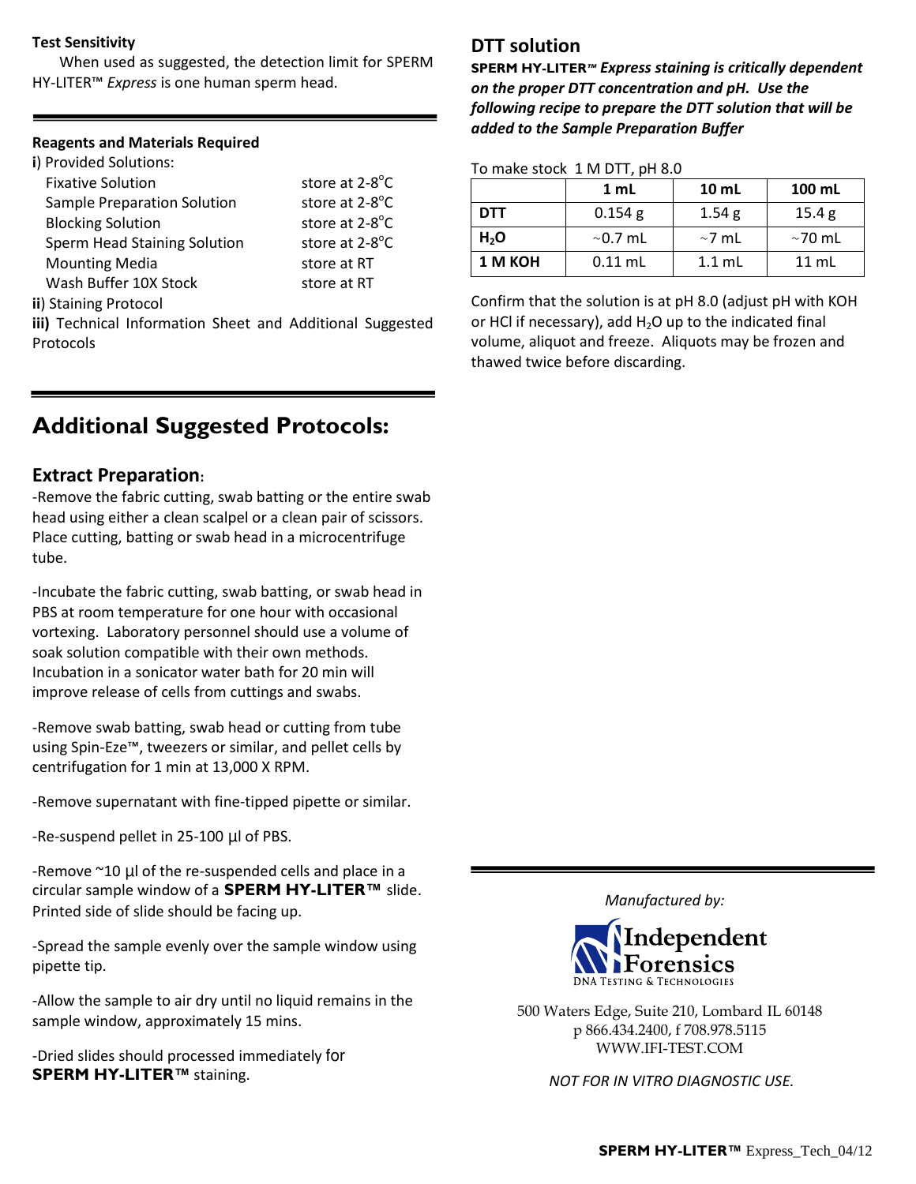**Test Sensitivity**

When used as suggested, the detection limit for SPERM HY-LITER™ *Express* is one human sperm head.

**Reagents and Materials Required**

**i**) Provided Solutions:

| | |
|---|---|
| Fixative Solution | store at 2-8°C |
| Sample Preparation Solution | store at 2-8°C |
| Blocking Solution | store at 2-8°C |
| Sperm Head Staining Solution | store at 2-8°C |
| Mounting Media | store at RT |
| Wash Buffer 10X Stock | store at RT |

**ii**) Staining Protocol

**iii)** Technical Information Sheet and Additional Suggested Protocols

# Additional Suggested Protocols:

## Extract Preparation:

-Remove the fabric cutting, swab batting or the entire swab head using either a clean scalpel or a clean pair of scissors. Place cutting, batting or swab head in a microcentrifuge tube.

-Incubate the fabric cutting, swab batting, or swab head in PBS at room temperature for one hour with occasional vortexing. Laboratory personnel should use a volume of soak solution compatible with their own methods. Incubation in a sonicator water bath for 20 min will improve release of cells from cuttings and swabs.

-Remove swab batting, swab head or cutting from tube using Spin-Eze™, tweezers or similar, and pellet cells by centrifugation for 1 min at 13,000 X RPM.

-Remove supernatant with fine-tipped pipette or similar.

-Re-suspend pellet in 25-100 µl of PBS.

-Remove ~10 µl of the re-suspended cells and place in a circular sample window of a **SPERM HY-LITER™** slide. Printed side of slide should be facing up.

-Spread the sample evenly over the sample window using pipette tip.

-Allow the sample to air dry until no liquid remains in the sample window, approximately 15 mins.

-Dried slides should processed immediately for **SPERM HY-LITER™** staining.

## DTT solution

***SPERM HY-LITER™ Express staining is critically dependent on the proper DTT concentration and pH. Use the following recipe to prepare the DTT solution that will be added to the Sample Preparation Buffer***

To make stock 1 M DTT, pH 8.0

| | 1 mL | 10 mL | 100 mL |
|---|---|---|---|
| **DTT** | 0.154 g | 1.54 g | 15.4 g |
| **$H_2O$** | ~0.7 mL | ~7 mL | ~70 mL |
| **1 M KOH** | 0.11 mL | 1.1 mL | 11 mL |

Confirm that the solution is at pH 8.0 (adjust pH with KOH or HCl if necessary), add $H_2O$ up to the indicated final volume, aliquot and freeze. Aliquots may be frozen and thawed twice before discarding.

*Manufactured by:*

Independent Forensics
DNA Testing & Technologies

500 Waters Edge, Suite 210, Lombard IL 60148
p 866.434.2400, f 708.978.5115
WWW.IFI-TEST.COM

*NOT FOR IN VITRO DIAGNOSTIC USE.*